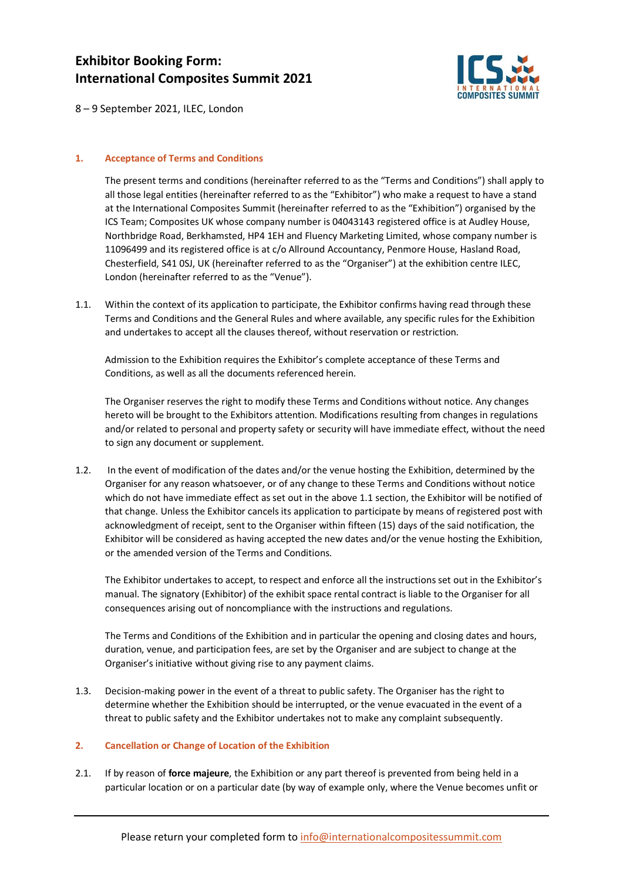# Exhibitor Booking Form: International Composites Summit 2021

8 – 9 September 2021, ILEC, London

## 1. Acceptance of Terms and Conditions

The present terms and conditions (hereinafter referred to as the "Terms and Conditions") shall apply to all those legal entities (hereinafter referred to as the "Exhibitor") who make a request to have a stand at the International Composites Summit (hereinafter referred to as the "Exhibition") organised by the ICS Team; Composites UK whose company number is 04043143 registered office is at Audley House, Northbridge Road, Berkhamsted, HP4 1EH and Fluency Marketing Limited, whose company number is 11096499 and its registered office is at c/o Allround Accountancy, Penmore House, Hasland Road, Chesterfield, S41 0SJ, UK (hereinafter referred to as the "Organiser") at the exhibition centre ILEC, London (hereinafter referred to as the "Venue").

1.1. Within the context of its application to participate, the Exhibitor confirms having read through these Terms and Conditions and the General Rules and where available, any specific rules for the Exhibition and undertakes to accept all the clauses thereof, without reservation or restriction.

Admission to the Exhibition requires the Exhibitor's complete acceptance of these Terms and Conditions, as well as all the documents referenced herein.

The Organiser reserves the right to modify these Terms and Conditions without notice. Any changes hereto will be brought to the Exhibitors attention. Modifications resulting from changes in regulations and/or related to personal and property safety or security will have immediate effect, without the need to sign any document or supplement.

1.2. In the event of modification of the dates and/or the venue hosting the Exhibition, determined by the Organiser for any reason whatsoever, or of any change to these Terms and Conditions without notice which do not have immediate effect as set out in the above 1.1 section, the Exhibitor will be notified of that change. Unless the Exhibitor cancels its application to participate by means of registered post with acknowledgment of receipt, sent to the Organiser within fifteen (15) days of the said notification, the Exhibitor will be considered as having accepted the new dates and/or the venue hosting the Exhibition, or the amended version of the Terms and Conditions.

The Exhibitor undertakes to accept, to respect and enforce all the instructions set out in the Exhibitor's manual. The signatory (Exhibitor) of the exhibit space rental contract is liable to the Organiser for all consequences arising out of noncompliance with the instructions and regulations.

The Terms and Conditions of the Exhibition and in particular the opening and closing dates and hours, duration, venue, and participation fees, are set by the Organiser and are subject to change at the Organiser's initiative without giving rise to any payment claims.

1.3. Decision-making power in the event of a threat to public safety. The Organiser has the right to determine whether the Exhibition should be interrupted, or the venue evacuated in the event of a threat to public safety and the Exhibitor undertakes not to make any complaint subsequently.

## 2. Cancellation or Change of Location of the Exhibition

2.1. If by reason of **force majeure**, the Exhibition or any part thereof is prevented from being held in a particular location or on a particular date (by way of example only, where the Venue becomes unfit or

Please return your completed form to info@internationalcompositessummit.com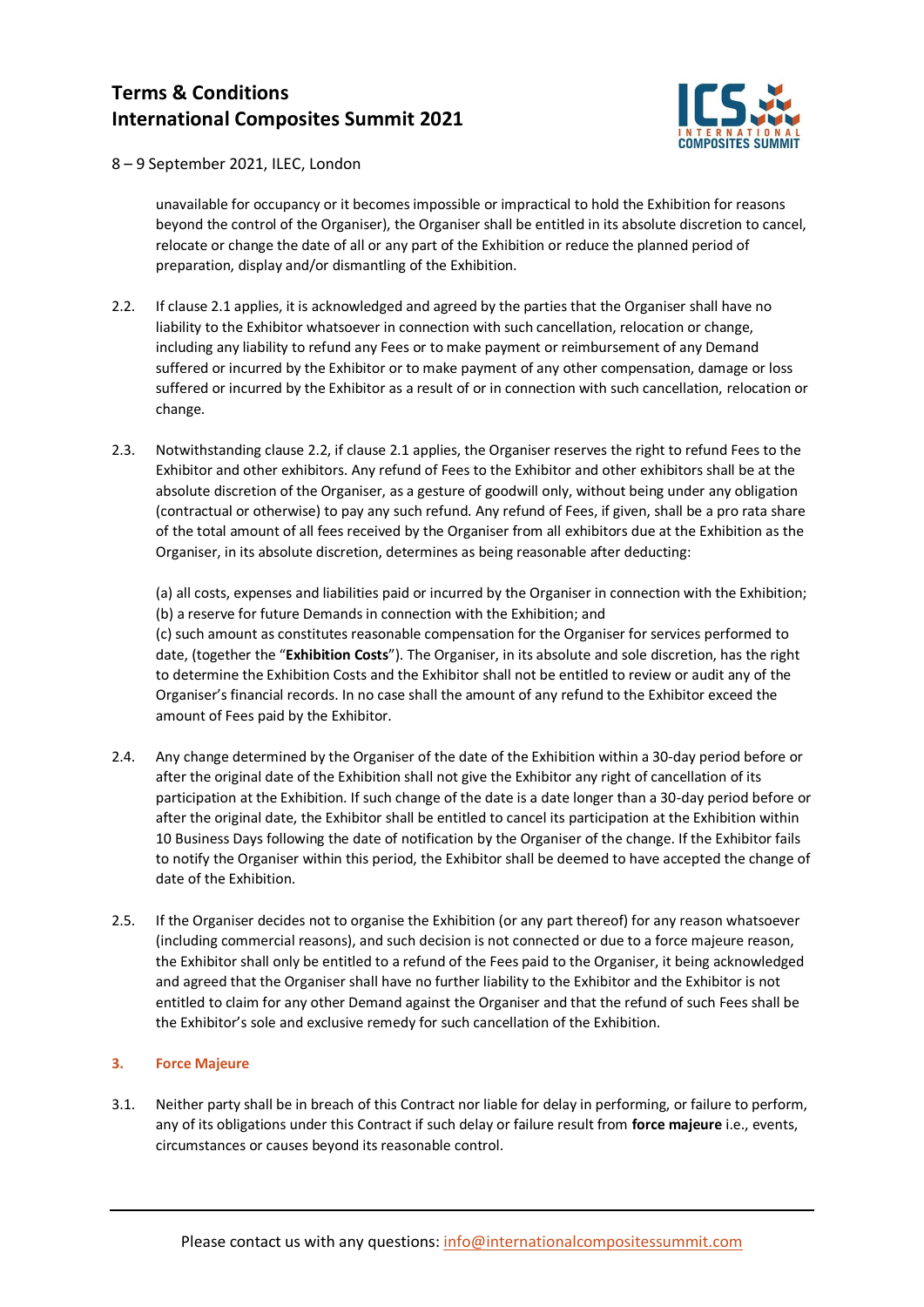unavailable for occupancy or it becomes impossible or impractical to hold the Exhibition for reasons beyond the control of the Organiser), the Organiser shall be entitled in its absolute discretion to cancel, relocate or change the date of all or any part of the Exhibition or reduce the planned period of preparation, display and/or dismantling of the Exhibition.

2.2. If clause 2.1 applies, it is acknowledged and agreed by the parties that the Organiser shall have no liability to the Exhibitor whatsoever in connection with such cancellation, relocation or change, including any liability to refund any Fees or to make payment or reimbursement of any Demand suffered or incurred by the Exhibitor or to make payment of any other compensation, damage or loss suffered or incurred by the Exhibitor as a result of or in connection with such cancellation, relocation or change.

2.3. Notwithstanding clause 2.2, if clause 2.1 applies, the Organiser reserves the right to refund Fees to the Exhibitor and other exhibitors. Any refund of Fees to the Exhibitor and other exhibitors shall be at the absolute discretion of the Organiser, as a gesture of goodwill only, without being under any obligation (contractual or otherwise) to pay any such refund. Any refund of Fees, if given, shall be a pro rata share of the total amount of all fees received by the Organiser from all exhibitors due at the Exhibition as the Organiser, in its absolute discretion, determines as being reasonable after deducting:

(a) all costs, expenses and liabilities paid or incurred by the Organiser in connection with the Exhibition;
(b) a reserve for future Demands in connection with the Exhibition; and
(c) such amount as constitutes reasonable compensation for the Organiser for services performed to date, (together the "**Exhibition Costs**"). The Organiser, in its absolute and sole discretion, has the right to determine the Exhibition Costs and the Exhibitor shall not be entitled to review or audit any of the Organiser's financial records. In no case shall the amount of any refund to the Exhibitor exceed the amount of Fees paid by the Exhibitor.

2.4. Any change determined by the Organiser of the date of the Exhibition within a 30-day period before or after the original date of the Exhibition shall not give the Exhibitor any right of cancellation of its participation at the Exhibition. If such change of the date is a date longer than a 30-day period before or after the original date, the Exhibitor shall be entitled to cancel its participation at the Exhibition within 10 Business Days following the date of notification by the Organiser of the change. If the Exhibitor fails to notify the Organiser within this period, the Exhibitor shall be deemed to have accepted the change of date of the Exhibition.

2.5. If the Organiser decides not to organise the Exhibition (or any part thereof) for any reason whatsoever (including commercial reasons), and such decision is not connected or due to a force majeure reason, the Exhibitor shall only be entitled to a refund of the Fees paid to the Organiser, it being acknowledged and agreed that the Organiser shall have no further liability to the Exhibitor and the Exhibitor is not entitled to claim for any other Demand against the Organiser and that the refund of such Fees shall be the Exhibitor's sole and exclusive remedy for such cancellation of the Exhibition.

## 3. Force Majeure

3.1. Neither party shall be in breach of this Contract nor liable for delay in performing, or failure to perform, any of its obligations under this Contract if such delay or failure result from **force majeure** i.e., events, circumstances or causes beyond its reasonable control.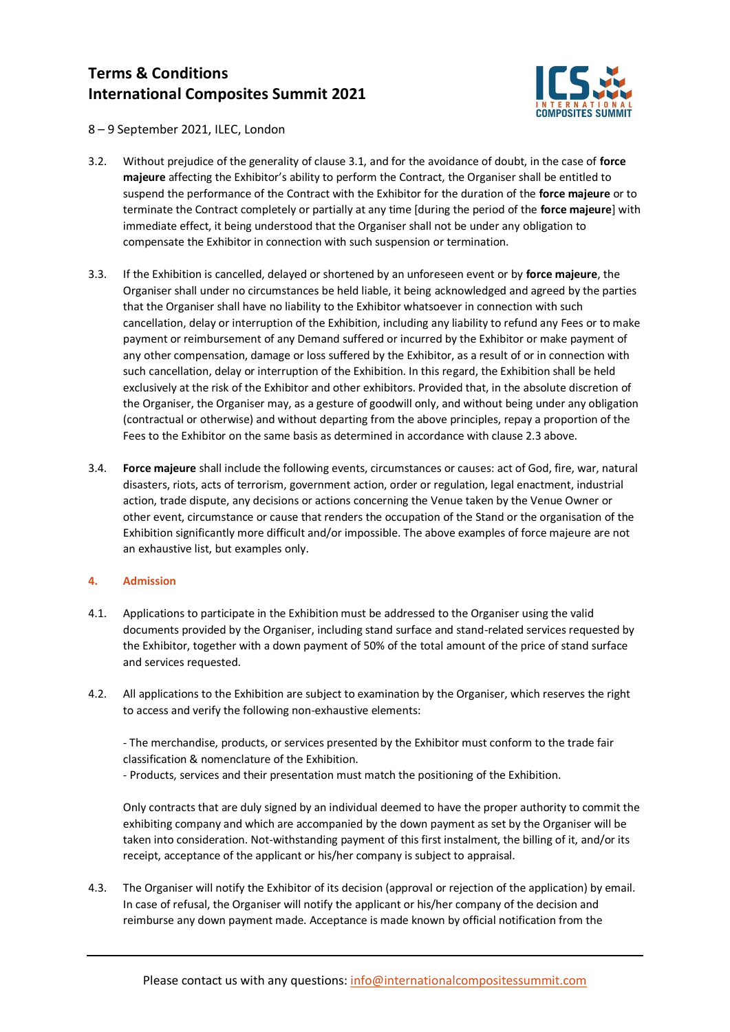# Terms & Conditions
# International Composites Summit 2021

8 – 9 September 2021, ILEC, London

3.2. Without prejudice of the generality of clause 3.1, and for the avoidance of doubt, in the case of **force majeure** affecting the Exhibitor's ability to perform the Contract, the Organiser shall be entitled to suspend the performance of the Contract with the Exhibitor for the duration of the **force majeure** or to terminate the Contract completely or partially at any time [during the period of the **force majeure**] with immediate effect, it being understood that the Organiser shall not be under any obligation to compensate the Exhibitor in connection with such suspension or termination.

3.3. If the Exhibition is cancelled, delayed or shortened by an unforeseen event or by **force majeure**, the Organiser shall under no circumstances be held liable, it being acknowledged and agreed by the parties that the Organiser shall have no liability to the Exhibitor whatsoever in connection with such cancellation, delay or interruption of the Exhibition, including any liability to refund any Fees or to make payment or reimbursement of any Demand suffered or incurred by the Exhibitor or make payment of any other compensation, damage or loss suffered by the Exhibitor, as a result of or in connection with such cancellation, delay or interruption of the Exhibition. In this regard, the Exhibition shall be held exclusively at the risk of the Exhibitor and other exhibitors. Provided that, in the absolute discretion of the Organiser, the Organiser may, as a gesture of goodwill only, and without being under any obligation (contractual or otherwise) and without departing from the above principles, repay a proportion of the Fees to the Exhibitor on the same basis as determined in accordance with clause 2.3 above.

3.4. **Force majeure** shall include the following events, circumstances or causes: act of God, fire, war, natural disasters, riots, acts of terrorism, government action, order or regulation, legal enactment, industrial action, trade dispute, any decisions or actions concerning the Venue taken by the Venue Owner or other event, circumstance or cause that renders the occupation of the Stand or the organisation of the Exhibition significantly more difficult and/or impossible. The above examples of force majeure are not an exhaustive list, but examples only.

## 4. Admission

4.1. Applications to participate in the Exhibition must be addressed to the Organiser using the valid documents provided by the Organiser, including stand surface and stand-related services requested by the Exhibitor, together with a down payment of 50% of the total amount of the price of stand surface and services requested.

4.2. All applications to the Exhibition are subject to examination by the Organiser, which reserves the right to access and verify the following non-exhaustive elements:

- The merchandise, products, or services presented by the Exhibitor must conform to the trade fair classification & nomenclature of the Exhibition.
- Products, services and their presentation must match the positioning of the Exhibition.

Only contracts that are duly signed by an individual deemed to have the proper authority to commit the exhibiting company and which are accompanied by the down payment as set by the Organiser will be taken into consideration. Not-withstanding payment of this first instalment, the billing of it, and/or its receipt, acceptance of the applicant or his/her company is subject to appraisal.

4.3. The Organiser will notify the Exhibitor of its decision (approval or rejection of the application) by email. In case of refusal, the Organiser will notify the applicant or his/her company of the decision and reimburse any down payment made. Acceptance is made known by official notification from the

Please contact us with any questions: info@internationalcompositessummit.com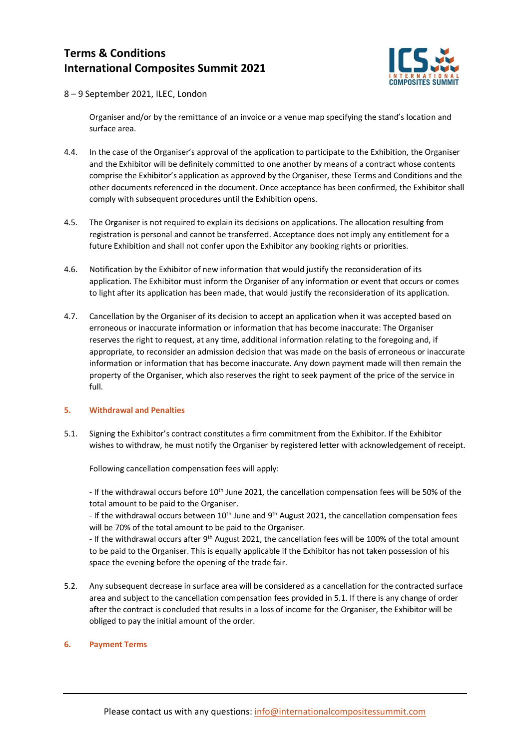Organiser and/or by the remittance of an invoice or a venue map specifying the stand's location and surface area.

4.4. In the case of the Organiser's approval of the application to participate to the Exhibition, the Organiser and the Exhibitor will be definitely committed to one another by means of a contract whose contents comprise the Exhibitor's application as approved by the Organiser, these Terms and Conditions and the other documents referenced in the document. Once acceptance has been confirmed, the Exhibitor shall comply with subsequent procedures until the Exhibition opens.

4.5. The Organiser is not required to explain its decisions on applications. The allocation resulting from registration is personal and cannot be transferred. Acceptance does not imply any entitlement for a future Exhibition and shall not confer upon the Exhibitor any booking rights or priorities.

4.6. Notification by the Exhibitor of new information that would justify the reconsideration of its application. The Exhibitor must inform the Organiser of any information or event that occurs or comes to light after its application has been made, that would justify the reconsideration of its application.

4.7. Cancellation by the Organiser of its decision to accept an application when it was accepted based on erroneous or inaccurate information or information that has become inaccurate: The Organiser reserves the right to request, at any time, additional information relating to the foregoing and, if appropriate, to reconsider an admission decision that was made on the basis of erroneous or inaccurate information or information that has become inaccurate. Any down payment made will then remain the property of the Organiser, which also reserves the right to seek payment of the price of the service in full.

## 5. Withdrawal and Penalties

5.1. Signing the Exhibitor's contract constitutes a firm commitment from the Exhibitor. If the Exhibitor wishes to withdraw, he must notify the Organiser by registered letter with acknowledgement of receipt.

Following cancellation compensation fees will apply:

- If the withdrawal occurs before 10th June 2021, the cancellation compensation fees will be 50% of the total amount to be paid to the Organiser.
- If the withdrawal occurs between 10th June and 9th August 2021, the cancellation compensation fees will be 70% of the total amount to be paid to the Organiser.
- If the withdrawal occurs after 9th August 2021, the cancellation fees will be 100% of the total amount to be paid to the Organiser. This is equally applicable if the Exhibitor has not taken possession of his space the evening before the opening of the trade fair.

5.2. Any subsequent decrease in surface area will be considered as a cancellation for the contracted surface area and subject to the cancellation compensation fees provided in 5.1. If there is any change of order after the contract is concluded that results in a loss of income for the Organiser, the Exhibitor will be obliged to pay the initial amount of the order.

## 6. Payment Terms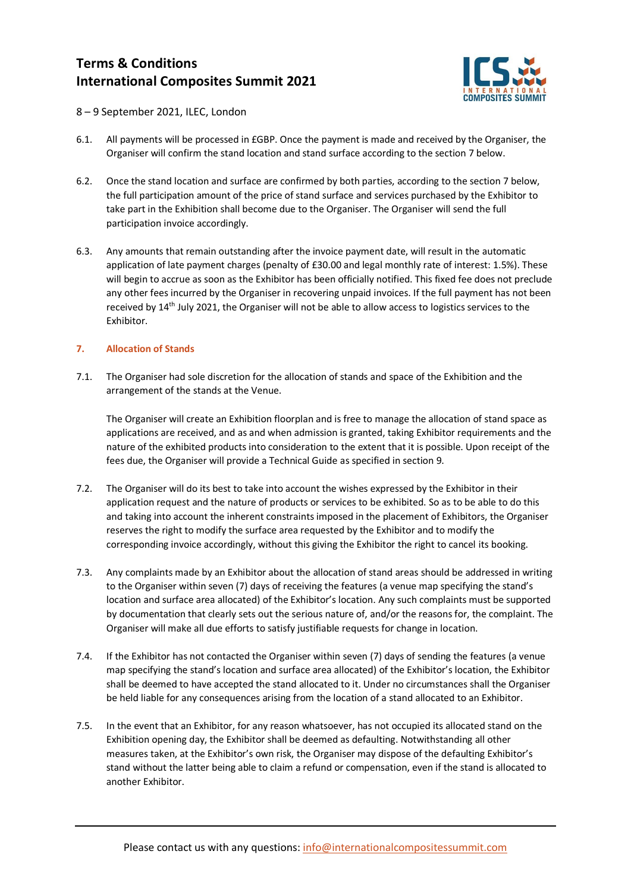6.1. All payments will be processed in £GBP. Once the payment is made and received by the Organiser, the Organiser will confirm the stand location and stand surface according to the section 7 below.

6.2. Once the stand location and surface are confirmed by both parties, according to the section 7 below, the full participation amount of the price of stand surface and services purchased by the Exhibitor to take part in the Exhibition shall become due to the Organiser. The Organiser will send the full participation invoice accordingly.

6.3. Any amounts that remain outstanding after the invoice payment date, will result in the automatic application of late payment charges (penalty of £30.00 and legal monthly rate of interest: 1.5%). These will begin to accrue as soon as the Exhibitor has been officially notified. This fixed fee does not preclude any other fees incurred by the Organiser in recovering unpaid invoices. If the full payment has not been received by 14th July 2021, the Organiser will not be able to allow access to logistics services to the Exhibitor.

## 7. Allocation of Stands

7.1. The Organiser had sole discretion for the allocation of stands and space of the Exhibition and the arrangement of the stands at the Venue.

The Organiser will create an Exhibition floorplan and is free to manage the allocation of stand space as applications are received, and as and when admission is granted, taking Exhibitor requirements and the nature of the exhibited products into consideration to the extent that it is possible. Upon receipt of the fees due, the Organiser will provide a Technical Guide as specified in section 9.

7.2. The Organiser will do its best to take into account the wishes expressed by the Exhibitor in their application request and the nature of products or services to be exhibited. So as to be able to do this and taking into account the inherent constraints imposed in the placement of Exhibitors, the Organiser reserves the right to modify the surface area requested by the Exhibitor and to modify the corresponding invoice accordingly, without this giving the Exhibitor the right to cancel its booking.

7.3. Any complaints made by an Exhibitor about the allocation of stand areas should be addressed in writing to the Organiser within seven (7) days of receiving the features (a venue map specifying the stand's location and surface area allocated) of the Exhibitor's location. Any such complaints must be supported by documentation that clearly sets out the serious nature of, and/or the reasons for, the complaint. The Organiser will make all due efforts to satisfy justifiable requests for change in location.

7.4. If the Exhibitor has not contacted the Organiser within seven (7) days of sending the features (a venue map specifying the stand's location and surface area allocated) of the Exhibitor's location, the Exhibitor shall be deemed to have accepted the stand allocated to it. Under no circumstances shall the Organiser be held liable for any consequences arising from the location of a stand allocated to an Exhibitor.

7.5. In the event that an Exhibitor, for any reason whatsoever, has not occupied its allocated stand on the Exhibition opening day, the Exhibitor shall be deemed as defaulting. Notwithstanding all other measures taken, at the Exhibitor's own risk, the Organiser may dispose of the defaulting Exhibitor's stand without the latter being able to claim a refund or compensation, even if the stand is allocated to another Exhibitor.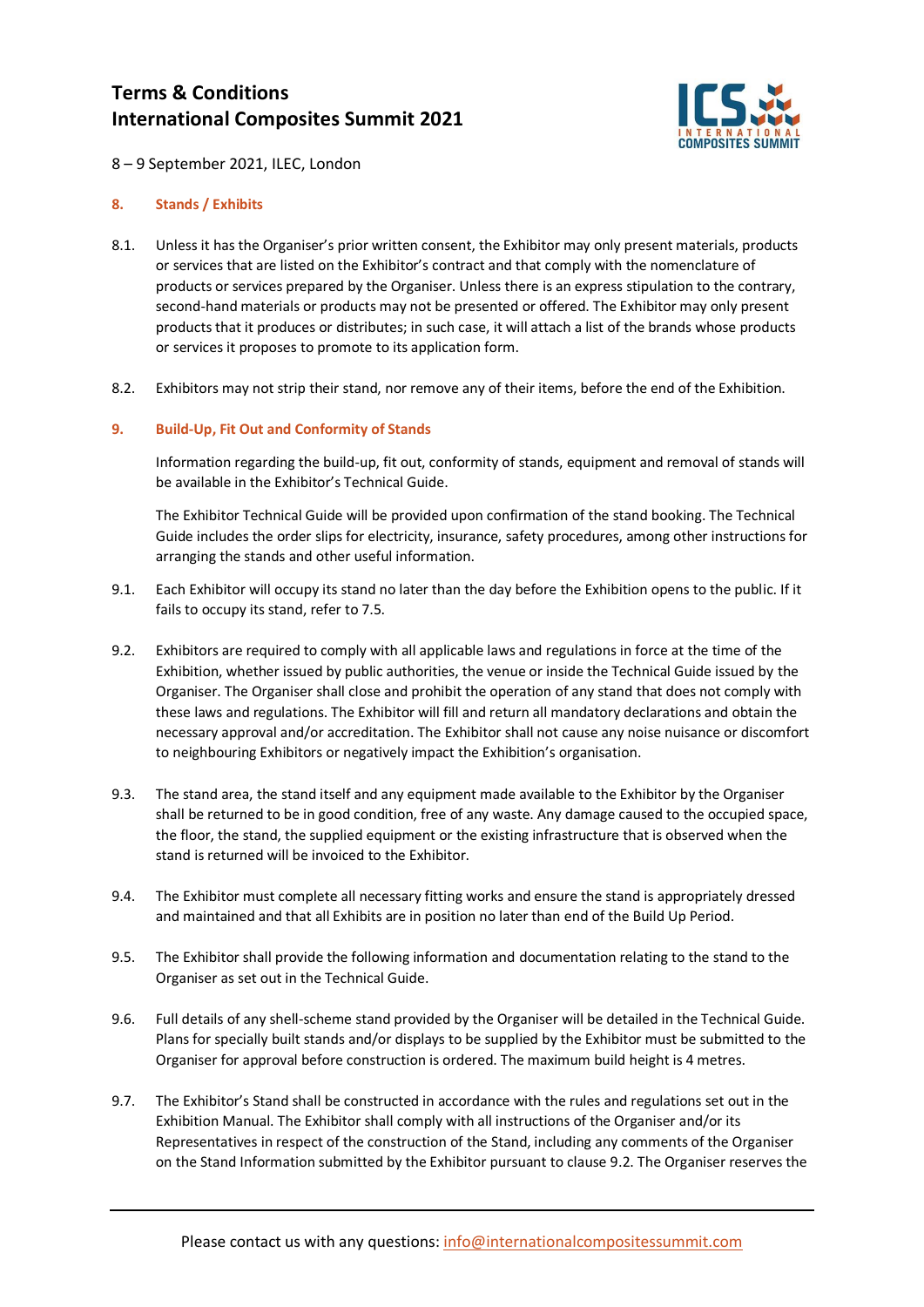# Terms & Conditions
# International Composites Summit 2021

8 – 9 September 2021, ILEC, London

## 8. Stands / Exhibits

8.1. Unless it has the Organiser's prior written consent, the Exhibitor may only present materials, products or services that are listed on the Exhibitor's contract and that comply with the nomenclature of products or services prepared by the Organiser. Unless there is an express stipulation to the contrary, second-hand materials or products may not be presented or offered. The Exhibitor may only present products that it produces or distributes; in such case, it will attach a list of the brands whose products or services it proposes to promote to its application form.

8.2. Exhibitors may not strip their stand, nor remove any of their items, before the end of the Exhibition.

## 9. Build-Up, Fit Out and Conformity of Stands

Information regarding the build-up, fit out, conformity of stands, equipment and removal of stands will be available in the Exhibitor's Technical Guide.

The Exhibitor Technical Guide will be provided upon confirmation of the stand booking. The Technical Guide includes the order slips for electricity, insurance, safety procedures, among other instructions for arranging the stands and other useful information.

9.1. Each Exhibitor will occupy its stand no later than the day before the Exhibition opens to the public. If it fails to occupy its stand, refer to 7.5.

9.2. Exhibitors are required to comply with all applicable laws and regulations in force at the time of the Exhibition, whether issued by public authorities, the venue or inside the Technical Guide issued by the Organiser. The Organiser shall close and prohibit the operation of any stand that does not comply with these laws and regulations. The Exhibitor will fill and return all mandatory declarations and obtain the necessary approval and/or accreditation. The Exhibitor shall not cause any noise nuisance or discomfort to neighbouring Exhibitors or negatively impact the Exhibition's organisation.

9.3. The stand area, the stand itself and any equipment made available to the Exhibitor by the Organiser shall be returned to be in good condition, free of any waste. Any damage caused to the occupied space, the floor, the stand, the supplied equipment or the existing infrastructure that is observed when the stand is returned will be invoiced to the Exhibitor.

9.4. The Exhibitor must complete all necessary fitting works and ensure the stand is appropriately dressed and maintained and that all Exhibits are in position no later than end of the Build Up Period.

9.5. The Exhibitor shall provide the following information and documentation relating to the stand to the Organiser as set out in the Technical Guide.

9.6. Full details of any shell-scheme stand provided by the Organiser will be detailed in the Technical Guide. Plans for specially built stands and/or displays to be supplied by the Exhibitor must be submitted to the Organiser for approval before construction is ordered. The maximum build height is 4 metres.

9.7. The Exhibitor's Stand shall be constructed in accordance with the rules and regulations set out in the Exhibition Manual. The Exhibitor shall comply with all instructions of the Organiser and/or its Representatives in respect of the construction of the Stand, including any comments of the Organiser on the Stand Information submitted by the Exhibitor pursuant to clause 9.2. The Organiser reserves the

Please contact us with any questions: info@internationalcompositessummit.com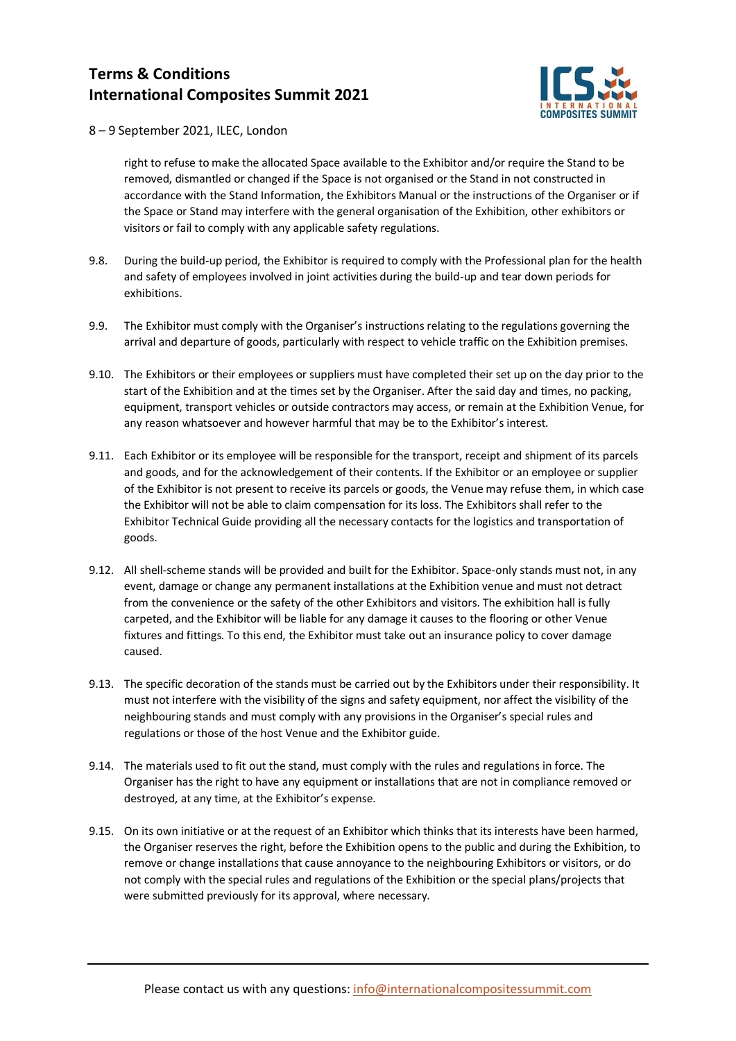right to refuse to make the allocated Space available to the Exhibitor and/or require the Stand to be removed, dismantled or changed if the Space is not organised or the Stand in not constructed in accordance with the Stand Information, the Exhibitors Manual or the instructions of the Organiser or if the Space or Stand may interfere with the general organisation of the Exhibition, other exhibitors or visitors or fail to comply with any applicable safety regulations.

9.8. During the build-up period, the Exhibitor is required to comply with the Professional plan for the health and safety of employees involved in joint activities during the build-up and tear down periods for exhibitions.

9.9. The Exhibitor must comply with the Organiser's instructions relating to the regulations governing the arrival and departure of goods, particularly with respect to vehicle traffic on the Exhibition premises.

9.10. The Exhibitors or their employees or suppliers must have completed their set up on the day prior to the start of the Exhibition and at the times set by the Organiser. After the said day and times, no packing, equipment, transport vehicles or outside contractors may access, or remain at the Exhibition Venue, for any reason whatsoever and however harmful that may be to the Exhibitor's interest.

9.11. Each Exhibitor or its employee will be responsible for the transport, receipt and shipment of its parcels and goods, and for the acknowledgement of their contents. If the Exhibitor or an employee or supplier of the Exhibitor is not present to receive its parcels or goods, the Venue may refuse them, in which case the Exhibitor will not be able to claim compensation for its loss. The Exhibitors shall refer to the Exhibitor Technical Guide providing all the necessary contacts for the logistics and transportation of goods.

9.12. All shell-scheme stands will be provided and built for the Exhibitor. Space-only stands must not, in any event, damage or change any permanent installations at the Exhibition venue and must not detract from the convenience or the safety of the other Exhibitors and visitors. The exhibition hall is fully carpeted, and the Exhibitor will be liable for any damage it causes to the flooring or other Venue fixtures and fittings. To this end, the Exhibitor must take out an insurance policy to cover damage caused.

9.13. The specific decoration of the stands must be carried out by the Exhibitors under their responsibility. It must not interfere with the visibility of the signs and safety equipment, nor affect the visibility of the neighbouring stands and must comply with any provisions in the Organiser's special rules and regulations or those of the host Venue and the Exhibitor guide.

9.14. The materials used to fit out the stand, must comply with the rules and regulations in force. The Organiser has the right to have any equipment or installations that are not in compliance removed or destroyed, at any time, at the Exhibitor's expense.

9.15. On its own initiative or at the request of an Exhibitor which thinks that its interests have been harmed, the Organiser reserves the right, before the Exhibition opens to the public and during the Exhibition, to remove or change installations that cause annoyance to the neighbouring Exhibitors or visitors, or do not comply with the special rules and regulations of the Exhibition or the special plans/projects that were submitted previously for its approval, where necessary.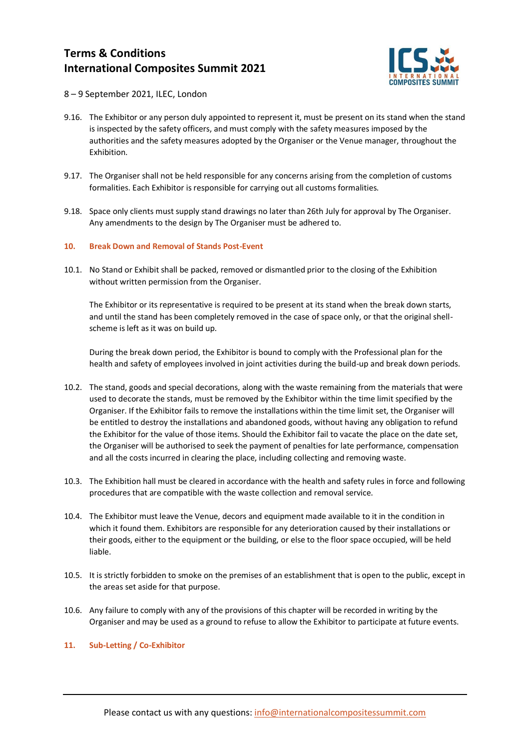9.16. The Exhibitor or any person duly appointed to represent it, must be present on its stand when the stand is inspected by the safety officers, and must comply with the safety measures imposed by the authorities and the safety measures adopted by the Organiser or the Venue manager, throughout the Exhibition.

9.17. The Organiser shall not be held responsible for any concerns arising from the completion of customs formalities. Each Exhibitor is responsible for carrying out all customs formalities.

9.18. Space only clients must supply stand drawings no later than 26th July for approval by The Organiser. Any amendments to the design by The Organiser must be adhered to.

## 10. Break Down and Removal of Stands Post-Event

10.1. No Stand or Exhibit shall be packed, removed or dismantled prior to the closing of the Exhibition without written permission from the Organiser.

The Exhibitor or its representative is required to be present at its stand when the break down starts, and until the stand has been completely removed in the case of space only, or that the original shell-scheme is left as it was on build up.

During the break down period, the Exhibitor is bound to comply with the Professional plan for the health and safety of employees involved in joint activities during the build-up and break down periods.

10.2. The stand, goods and special decorations, along with the waste remaining from the materials that were used to decorate the stands, must be removed by the Exhibitor within the time limit specified by the Organiser. If the Exhibitor fails to remove the installations within the time limit set, the Organiser will be entitled to destroy the installations and abandoned goods, without having any obligation to refund the Exhibitor for the value of those items. Should the Exhibitor fail to vacate the place on the date set, the Organiser will be authorised to seek the payment of penalties for late performance, compensation and all the costs incurred in clearing the place, including collecting and removing waste.

10.3. The Exhibition hall must be cleared in accordance with the health and safety rules in force and following procedures that are compatible with the waste collection and removal service.

10.4. The Exhibitor must leave the Venue, decors and equipment made available to it in the condition in which it found them. Exhibitors are responsible for any deterioration caused by their installations or their goods, either to the equipment or the building, or else to the floor space occupied, will be held liable.

10.5. It is strictly forbidden to smoke on the premises of an establishment that is open to the public, except in the areas set aside for that purpose.

10.6. Any failure to comply with any of the provisions of this chapter will be recorded in writing by the Organiser and may be used as a ground to refuse to allow the Exhibitor to participate at future events.

## 11. Sub-Letting / Co-Exhibitor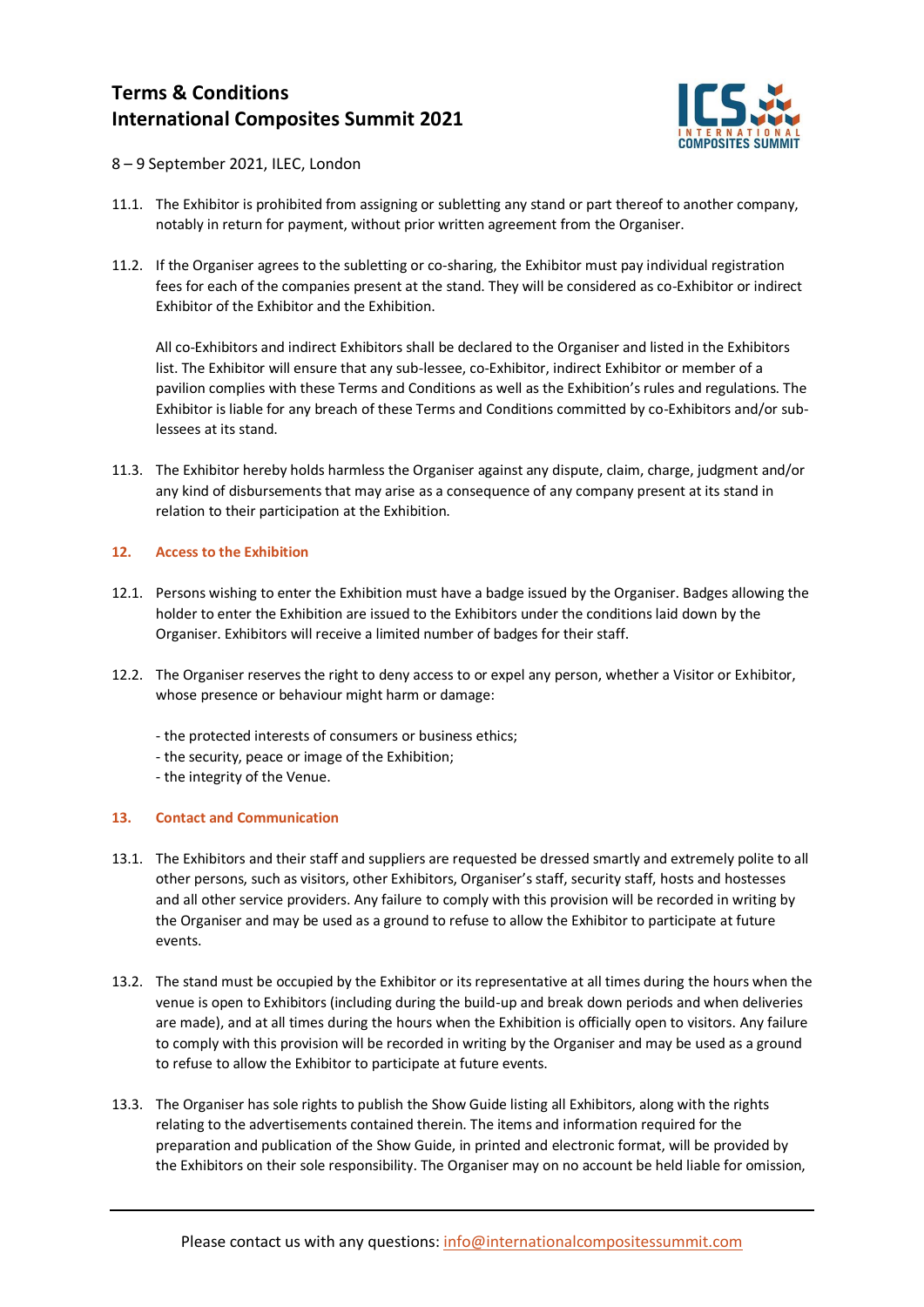11.1. The Exhibitor is prohibited from assigning or subletting any stand or part thereof to another company, notably in return for payment, without prior written agreement from the Organiser.

11.2. If the Organiser agrees to the subletting or co-sharing, the Exhibitor must pay individual registration fees for each of the companies present at the stand. They will be considered as co-Exhibitor or indirect Exhibitor of the Exhibitor and the Exhibition.

All co-Exhibitors and indirect Exhibitors shall be declared to the Organiser and listed in the Exhibitors list. The Exhibitor will ensure that any sub-lessee, co-Exhibitor, indirect Exhibitor or member of a pavilion complies with these Terms and Conditions as well as the Exhibition's rules and regulations. The Exhibitor is liable for any breach of these Terms and Conditions committed by co-Exhibitors and/or sub-lessees at its stand.

11.3. The Exhibitor hereby holds harmless the Organiser against any dispute, claim, charge, judgment and/or any kind of disbursements that may arise as a consequence of any company present at its stand in relation to their participation at the Exhibition.

## 12. Access to the Exhibition

12.1. Persons wishing to enter the Exhibition must have a badge issued by the Organiser. Badges allowing the holder to enter the Exhibition are issued to the Exhibitors under the conditions laid down by the Organiser. Exhibitors will receive a limited number of badges for their staff.

12.2. The Organiser reserves the right to deny access to or expel any person, whether a Visitor or Exhibitor, whose presence or behaviour might harm or damage:

- the protected interests of consumers or business ethics;
- the security, peace or image of the Exhibition;
- the integrity of the Venue.

## 13. Contact and Communication

13.1. The Exhibitors and their staff and suppliers are requested be dressed smartly and extremely polite to all other persons, such as visitors, other Exhibitors, Organiser's staff, security staff, hosts and hostesses and all other service providers. Any failure to comply with this provision will be recorded in writing by the Organiser and may be used as a ground to refuse to allow the Exhibitor to participate at future events.

13.2. The stand must be occupied by the Exhibitor or its representative at all times during the hours when the venue is open to Exhibitors (including during the build-up and break down periods and when deliveries are made), and at all times during the hours when the Exhibition is officially open to visitors. Any failure to comply with this provision will be recorded in writing by the Organiser and may be used as a ground to refuse to allow the Exhibitor to participate at future events.

13.3. The Organiser has sole rights to publish the Show Guide listing all Exhibitors, along with the rights relating to the advertisements contained therein. The items and information required for the preparation and publication of the Show Guide, in printed and electronic format, will be provided by the Exhibitors on their sole responsibility. The Organiser may on no account be held liable for omission,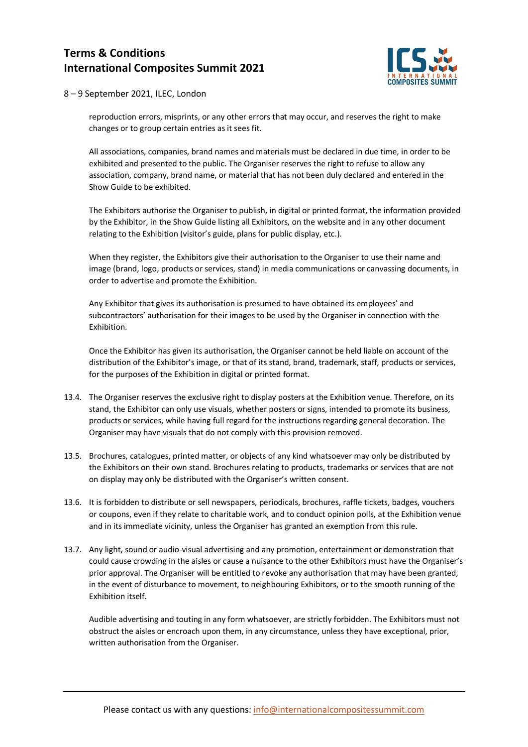reproduction errors, misprints, or any other errors that may occur, and reserves the right to make changes or to group certain entries as it sees fit.

All associations, companies, brand names and materials must be declared in due time, in order to be exhibited and presented to the public. The Organiser reserves the right to refuse to allow any association, company, brand name, or material that has not been duly declared and entered in the Show Guide to be exhibited.

The Exhibitors authorise the Organiser to publish, in digital or printed format, the information provided by the Exhibitor, in the Show Guide listing all Exhibitors, on the website and in any other document relating to the Exhibition (visitor's guide, plans for public display, etc.).

When they register, the Exhibitors give their authorisation to the Organiser to use their name and image (brand, logo, products or services, stand) in media communications or canvassing documents, in order to advertise and promote the Exhibition.

Any Exhibitor that gives its authorisation is presumed to have obtained its employees' and subcontractors' authorisation for their images to be used by the Organiser in connection with the Exhibition.

Once the Exhibitor has given its authorisation, the Organiser cannot be held liable on account of the distribution of the Exhibitor's image, or that of its stand, brand, trademark, staff, products or services, for the purposes of the Exhibition in digital or printed format.

13.4. The Organiser reserves the exclusive right to display posters at the Exhibition venue. Therefore, on its stand, the Exhibitor can only use visuals, whether posters or signs, intended to promote its business, products or services, while having full regard for the instructions regarding general decoration. The Organiser may have visuals that do not comply with this provision removed.

13.5. Brochures, catalogues, printed matter, or objects of any kind whatsoever may only be distributed by the Exhibitors on their own stand. Brochures relating to products, trademarks or services that are not on display may only be distributed with the Organiser's written consent.

13.6. It is forbidden to distribute or sell newspapers, periodicals, brochures, raffle tickets, badges, vouchers or coupons, even if they relate to charitable work, and to conduct opinion polls, at the Exhibition venue and in its immediate vicinity, unless the Organiser has granted an exemption from this rule.

13.7. Any light, sound or audio-visual advertising and any promotion, entertainment or demonstration that could cause crowding in the aisles or cause a nuisance to the other Exhibitors must have the Organiser's prior approval. The Organiser will be entitled to revoke any authorisation that may have been granted, in the event of disturbance to movement, to neighbouring Exhibitors, or to the smooth running of the Exhibition itself.

Audible advertising and touting in any form whatsoever, are strictly forbidden. The Exhibitors must not obstruct the aisles or encroach upon them, in any circumstance, unless they have exceptional, prior, written authorisation from the Organiser.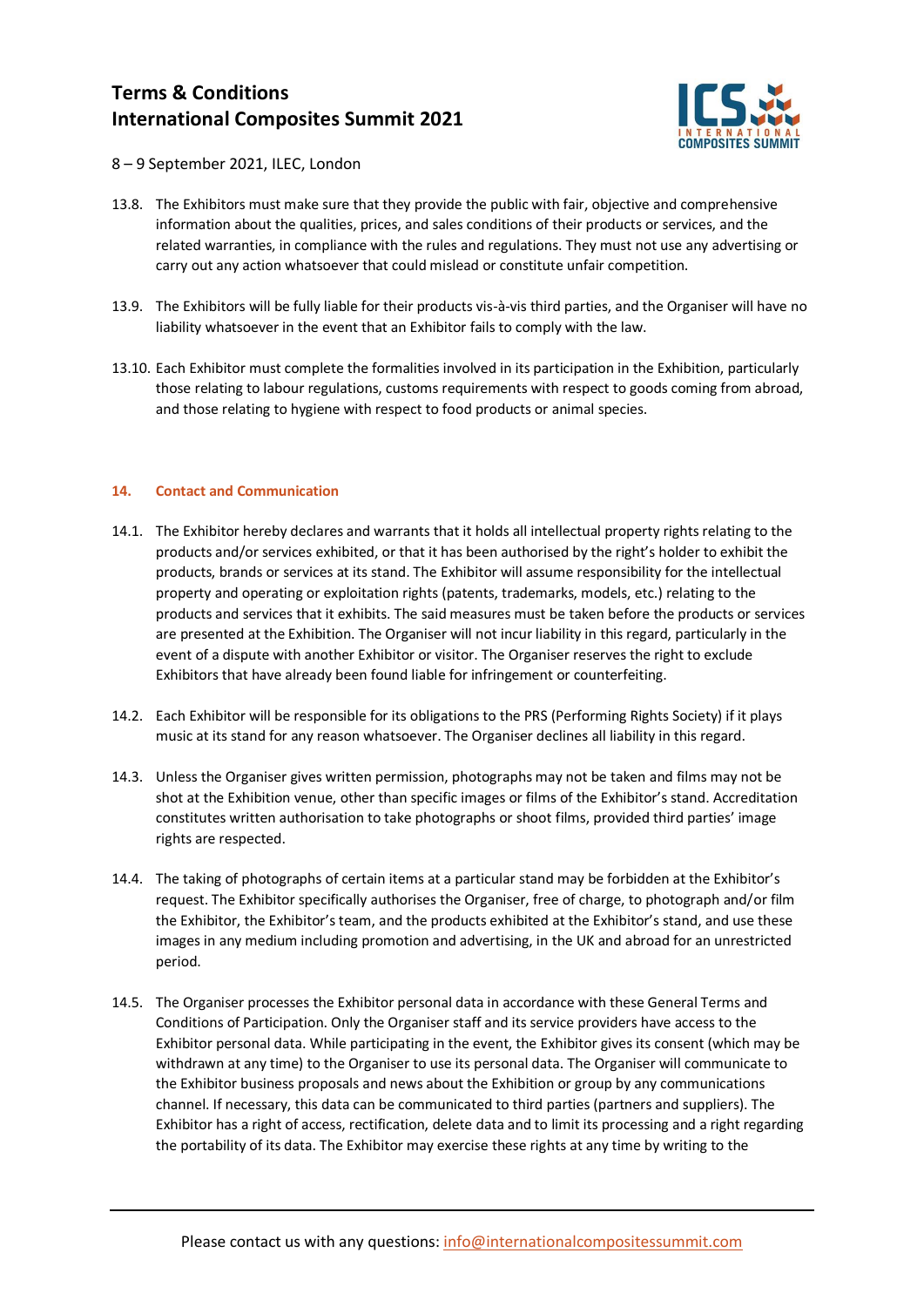13.8. The Exhibitors must make sure that they provide the public with fair, objective and comprehensive information about the qualities, prices, and sales conditions of their products or services, and the related warranties, in compliance with the rules and regulations. They must not use any advertising or carry out any action whatsoever that could mislead or constitute unfair competition.

13.9. The Exhibitors will be fully liable for their products vis-à-vis third parties, and the Organiser will have no liability whatsoever in the event that an Exhibitor fails to comply with the law.

13.10. Each Exhibitor must complete the formalities involved in its participation in the Exhibition, particularly those relating to labour regulations, customs requirements with respect to goods coming from abroad, and those relating to hygiene with respect to food products or animal species.

## 14. Contact and Communication

14.1. The Exhibitor hereby declares and warrants that it holds all intellectual property rights relating to the products and/or services exhibited, or that it has been authorised by the right's holder to exhibit the products, brands or services at its stand. The Exhibitor will assume responsibility for the intellectual property and operating or exploitation rights (patents, trademarks, models, etc.) relating to the products and services that it exhibits. The said measures must be taken before the products or services are presented at the Exhibition. The Organiser will not incur liability in this regard, particularly in the event of a dispute with another Exhibitor or visitor. The Organiser reserves the right to exclude Exhibitors that have already been found liable for infringement or counterfeiting.

14.2. Each Exhibitor will be responsible for its obligations to the PRS (Performing Rights Society) if it plays music at its stand for any reason whatsoever. The Organiser declines all liability in this regard.

14.3. Unless the Organiser gives written permission, photographs may not be taken and films may not be shot at the Exhibition venue, other than specific images or films of the Exhibitor's stand. Accreditation constitutes written authorisation to take photographs or shoot films, provided third parties' image rights are respected.

14.4. The taking of photographs of certain items at a particular stand may be forbidden at the Exhibitor's request. The Exhibitor specifically authorises the Organiser, free of charge, to photograph and/or film the Exhibitor, the Exhibitor's team, and the products exhibited at the Exhibitor's stand, and use these images in any medium including promotion and advertising, in the UK and abroad for an unrestricted period.

14.5. The Organiser processes the Exhibitor personal data in accordance with these General Terms and Conditions of Participation. Only the Organiser staff and its service providers have access to the Exhibitor personal data. While participating in the event, the Exhibitor gives its consent (which may be withdrawn at any time) to the Organiser to use its personal data. The Organiser will communicate to the Exhibitor business proposals and news about the Exhibition or group by any communications channel. If necessary, this data can be communicated to third parties (partners and suppliers). The Exhibitor has a right of access, rectification, delete data and to limit its processing and a right regarding the portability of its data. The Exhibitor may exercise these rights at any time by writing to the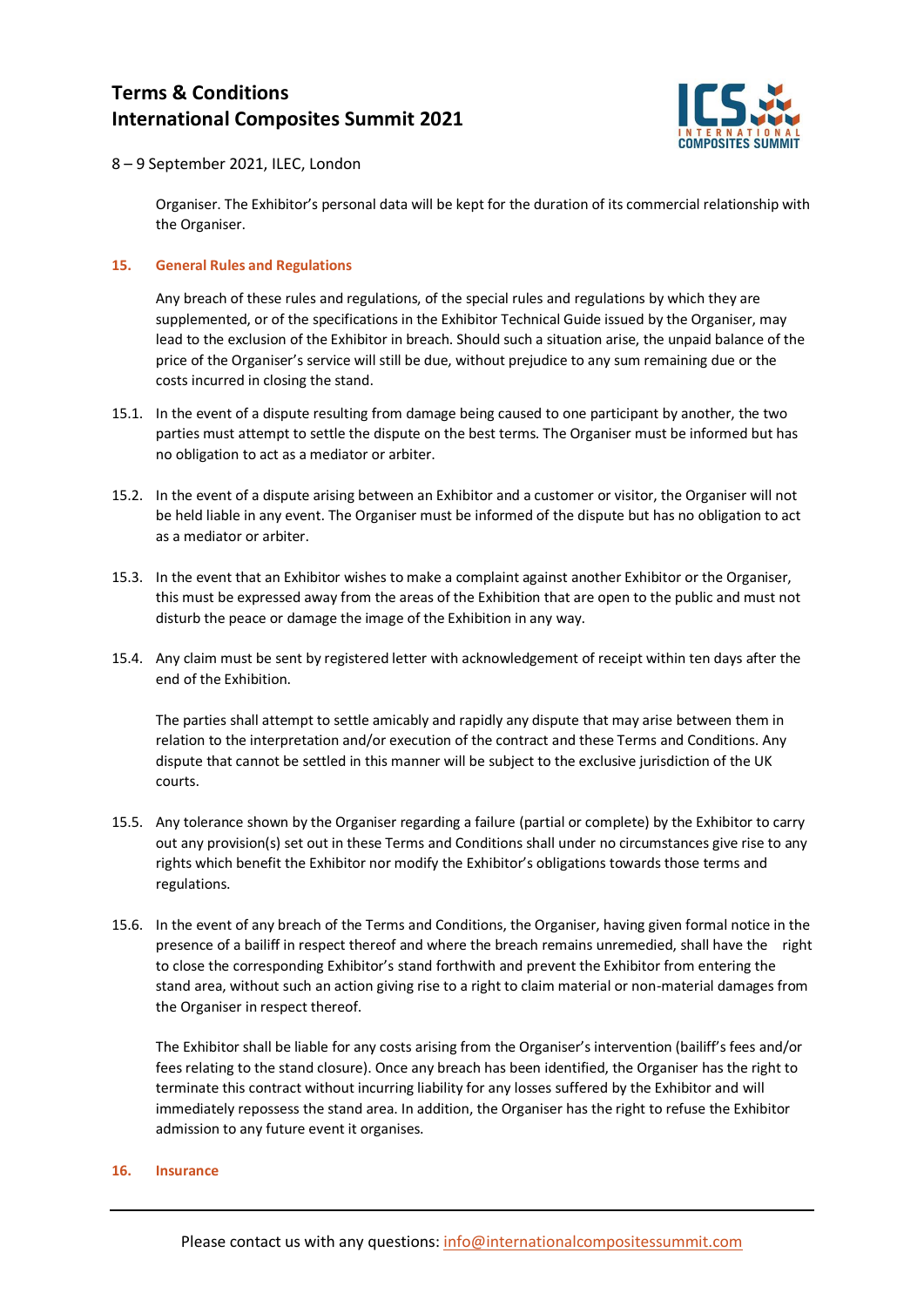Organiser. The Exhibitor's personal data will be kept for the duration of its commercial relationship with the Organiser.

## 15. General Rules and Regulations

Any breach of these rules and regulations, of the special rules and regulations by which they are supplemented, or of the specifications in the Exhibitor Technical Guide issued by the Organiser, may lead to the exclusion of the Exhibitor in breach. Should such a situation arise, the unpaid balance of the price of the Organiser's service will still be due, without prejudice to any sum remaining due or the costs incurred in closing the stand.

15.1. In the event of a dispute resulting from damage being caused to one participant by another, the two parties must attempt to settle the dispute on the best terms. The Organiser must be informed but has no obligation to act as a mediator or arbiter.

15.2. In the event of a dispute arising between an Exhibitor and a customer or visitor, the Organiser will not be held liable in any event. The Organiser must be informed of the dispute but has no obligation to act as a mediator or arbiter.

15.3. In the event that an Exhibitor wishes to make a complaint against another Exhibitor or the Organiser, this must be expressed away from the areas of the Exhibition that are open to the public and must not disturb the peace or damage the image of the Exhibition in any way.

15.4. Any claim must be sent by registered letter with acknowledgement of receipt within ten days after the end of the Exhibition.

The parties shall attempt to settle amicably and rapidly any dispute that may arise between them in relation to the interpretation and/or execution of the contract and these Terms and Conditions. Any dispute that cannot be settled in this manner will be subject to the exclusive jurisdiction of the UK courts.

15.5. Any tolerance shown by the Organiser regarding a failure (partial or complete) by the Exhibitor to carry out any provision(s) set out in these Terms and Conditions shall under no circumstances give rise to any rights which benefit the Exhibitor nor modify the Exhibitor's obligations towards those terms and regulations.

15.6. In the event of any breach of the Terms and Conditions, the Organiser, having given formal notice in the presence of a bailiff in respect thereof and where the breach remains unremedied, shall have the right to close the corresponding Exhibitor's stand forthwith and prevent the Exhibitor from entering the stand area, without such an action giving rise to a right to claim material or non-material damages from the Organiser in respect thereof.

The Exhibitor shall be liable for any costs arising from the Organiser's intervention (bailiff's fees and/or fees relating to the stand closure). Once any breach has been identified, the Organiser has the right to terminate this contract without incurring liability for any losses suffered by the Exhibitor and will immediately repossess the stand area. In addition, the Organiser has the right to refuse the Exhibitor admission to any future event it organises.

## 16. Insurance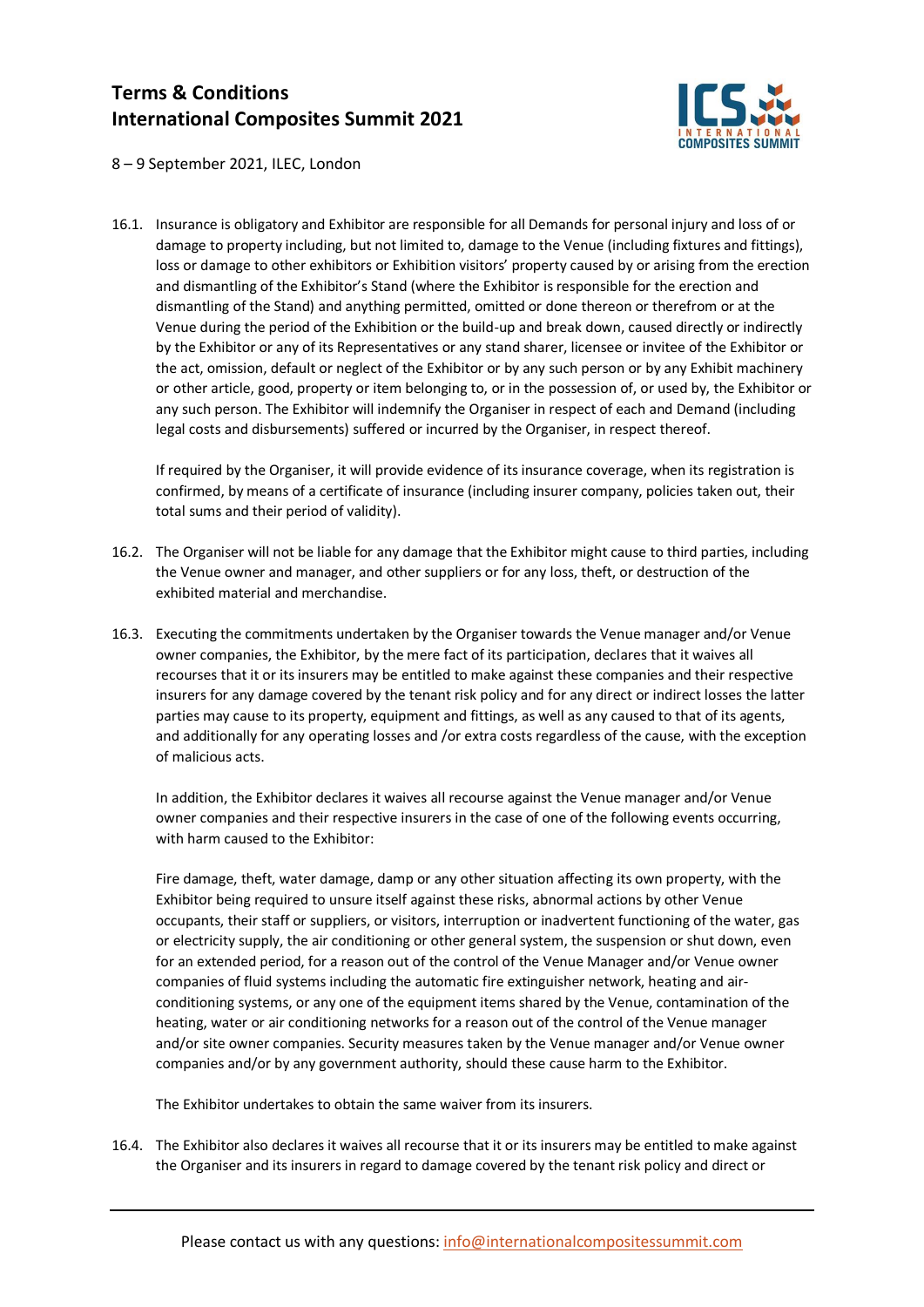16.1. Insurance is obligatory and Exhibitor are responsible for all Demands for personal injury and loss of or damage to property including, but not limited to, damage to the Venue (including fixtures and fittings), loss or damage to other exhibitors or Exhibition visitors' property caused by or arising from the erection and dismantling of the Exhibitor's Stand (where the Exhibitor is responsible for the erection and dismantling of the Stand) and anything permitted, omitted or done thereon or therefrom or at the Venue during the period of the Exhibition or the build-up and break down, caused directly or indirectly by the Exhibitor or any of its Representatives or any stand sharer, licensee or invitee of the Exhibitor or the act, omission, default or neglect of the Exhibitor or by any such person or by any Exhibit machinery or other article, good, property or item belonging to, or in the possession of, or used by, the Exhibitor or any such person. The Exhibitor will indemnify the Organiser in respect of each and Demand (including legal costs and disbursements) suffered or incurred by the Organiser, in respect thereof.

If required by the Organiser, it will provide evidence of its insurance coverage, when its registration is confirmed, by means of a certificate of insurance (including insurer company, policies taken out, their total sums and their period of validity).

16.2. The Organiser will not be liable for any damage that the Exhibitor might cause to third parties, including the Venue owner and manager, and other suppliers or for any loss, theft, or destruction of the exhibited material and merchandise.

16.3. Executing the commitments undertaken by the Organiser towards the Venue manager and/or Venue owner companies, the Exhibitor, by the mere fact of its participation, declares that it waives all recourses that it or its insurers may be entitled to make against these companies and their respective insurers for any damage covered by the tenant risk policy and for any direct or indirect losses the latter parties may cause to its property, equipment and fittings, as well as any caused to that of its agents, and additionally for any operating losses and /or extra costs regardless of the cause, with the exception of malicious acts.

In addition, the Exhibitor declares it waives all recourse against the Venue manager and/or Venue owner companies and their respective insurers in the case of one of the following events occurring, with harm caused to the Exhibitor:

Fire damage, theft, water damage, damp or any other situation affecting its own property, with the Exhibitor being required to unsure itself against these risks, abnormal actions by other Venue occupants, their staff or suppliers, or visitors, interruption or inadvertent functioning of the water, gas or electricity supply, the air conditioning or other general system, the suspension or shut down, even for an extended period, for a reason out of the control of the Venue Manager and/or Venue owner companies of fluid systems including the automatic fire extinguisher network, heating and air-conditioning systems, or any one of the equipment items shared by the Venue, contamination of the heating, water or air conditioning networks for a reason out of the control of the Venue manager and/or site owner companies. Security measures taken by the Venue manager and/or Venue owner companies and/or by any government authority, should these cause harm to the Exhibitor.

The Exhibitor undertakes to obtain the same waiver from its insurers.

16.4. The Exhibitor also declares it waives all recourse that it or its insurers may be entitled to make against the Organiser and its insurers in regard to damage covered by the tenant risk policy and direct or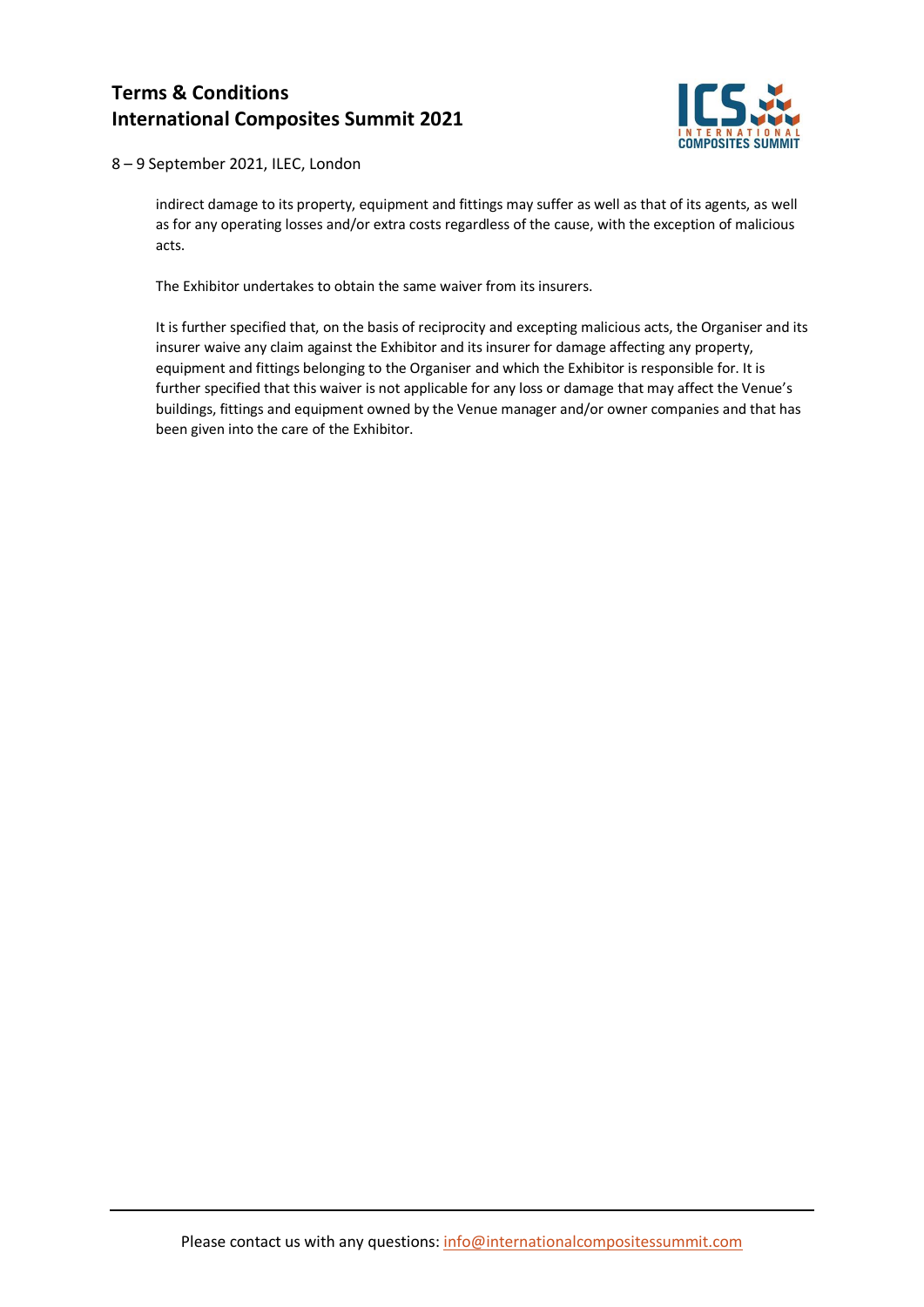indirect damage to its property, equipment and fittings may suffer as well as that of its agents, as well as for any operating losses and/or extra costs regardless of the cause, with the exception of malicious acts.

The Exhibitor undertakes to obtain the same waiver from its insurers.

It is further specified that, on the basis of reciprocity and excepting malicious acts, the Organiser and its insurer waive any claim against the Exhibitor and its insurer for damage affecting any property, equipment and fittings belonging to the Organiser and which the Exhibitor is responsible for. It is further specified that this waiver is not applicable for any loss or damage that may affect the Venue's buildings, fittings and equipment owned by the Venue manager and/or owner companies and that has been given into the care of the Exhibitor.